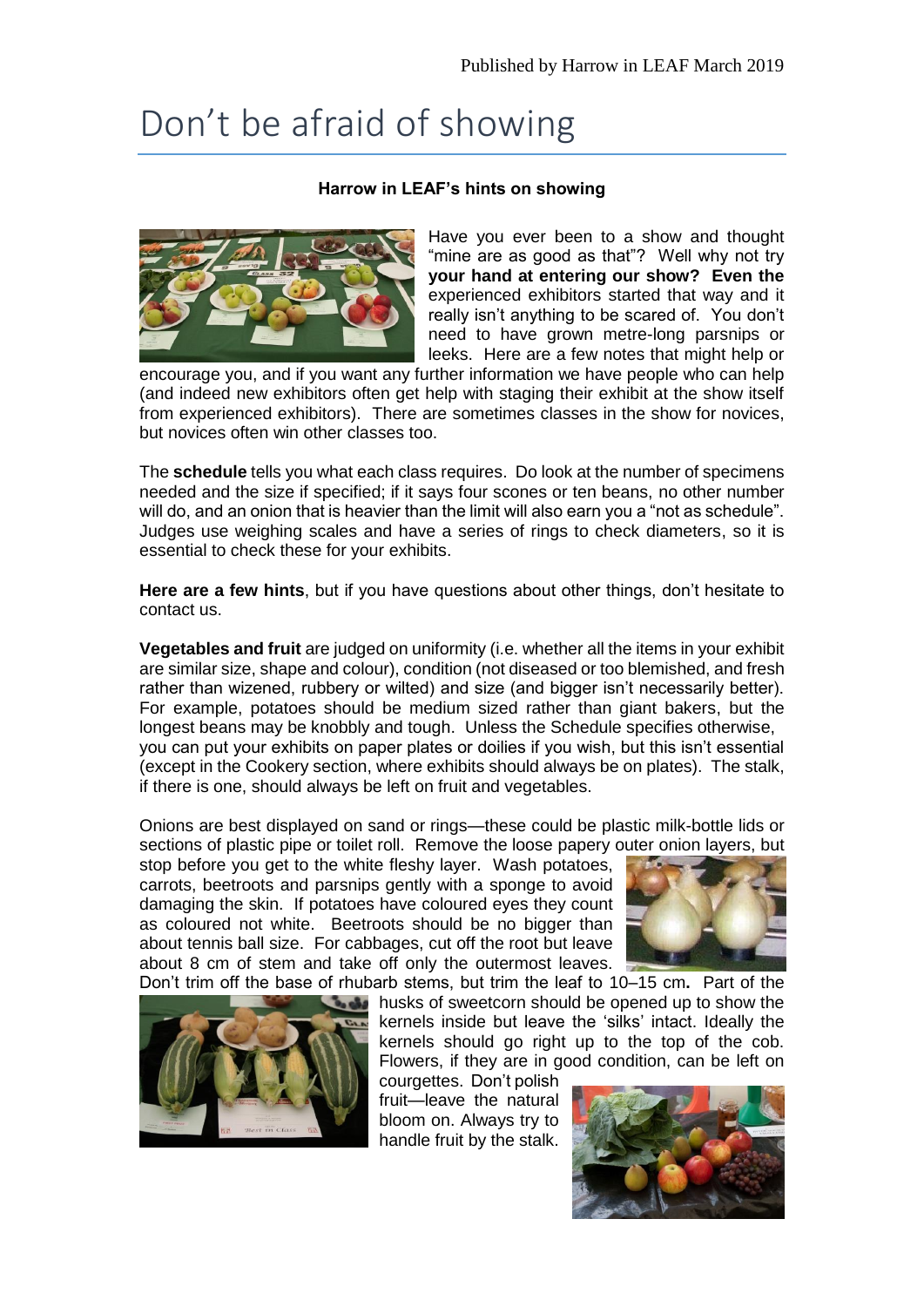# Don't be afraid of showing

**Harrow in LEAF's hints on showing**

Have you ever been to a show and thought "mine are as good as that"? Well why not try **your hand at entering our show? Even the** experienced exhibitors started that way and it really isn't anything to be scared of. You don't need to have grown metre-long parsnips or leeks. Here are a few notes that might help or encourage you, and if you want any further information we have people who can help (and indeed new exhibitors often get help with staging their exhibit at the show itself from experienced exhibitors). There are sometimes classes in the show for novices, but novices often win other classes too.

The **schedule** tells you what each class requires. Do look at the number of specimens needed and the size if specified; if it says four scones or ten beans, no other number will do, and an onion that is heavier than the limit will also earn you a "not as schedule". Judges use weighing scales and have a series of rings to check diameters, so it is essential to check these for your exhibits.

**Here are a few hints**, but if you have questions about other things, don't hesitate to contact us.

**Vegetables and fruit** are judged on uniformity (i.e. whether all the items in your exhibit are similar size, shape and colour), condition (not diseased or too blemished, and fresh rather than wizened, rubbery or wilted) and size (and bigger isn't necessarily better). For example, potatoes should be medium sized rather than giant bakers, but the longest beans may be knobbly and tough. Unless the Schedule specifies otherwise, you can put your exhibits on paper plates or doilies if you wish, but this isn't essential (except in the Cookery section, where exhibits should always be on plates). The stalk, if there is one, should always be left on fruit and vegetables.

Onions are best displayed on sand or rings—these could be plastic milk-bottle lids or sections of plastic pipe or toilet roll. Remove the loose papery outer onion layers, but stop before you get to the white fleshy layer. Wash potatoes, carrots, beetroots and parsnips gently with a sponge to avoid damaging the skin. If potatoes have coloured eyes they count as coloured not white. Beetroots should be no bigger than about tennis ball size. For cabbages, cut off the root but leave about 8 cm of stem and take off only the outermost leaves. Don't trim off the base of rhubarb stems, but trim the leaf to 10–15 cm. Part of the husks of sweetcorn should be opened up to show the kernels inside but leave the 'silks' intact. Ideally the kernels should go right up to the top of the cob. Flowers, if they are in good condition, can be left on courgettes. Don't polish fruit—leave the natural bloom on. Always try to handle fruit by the stalk.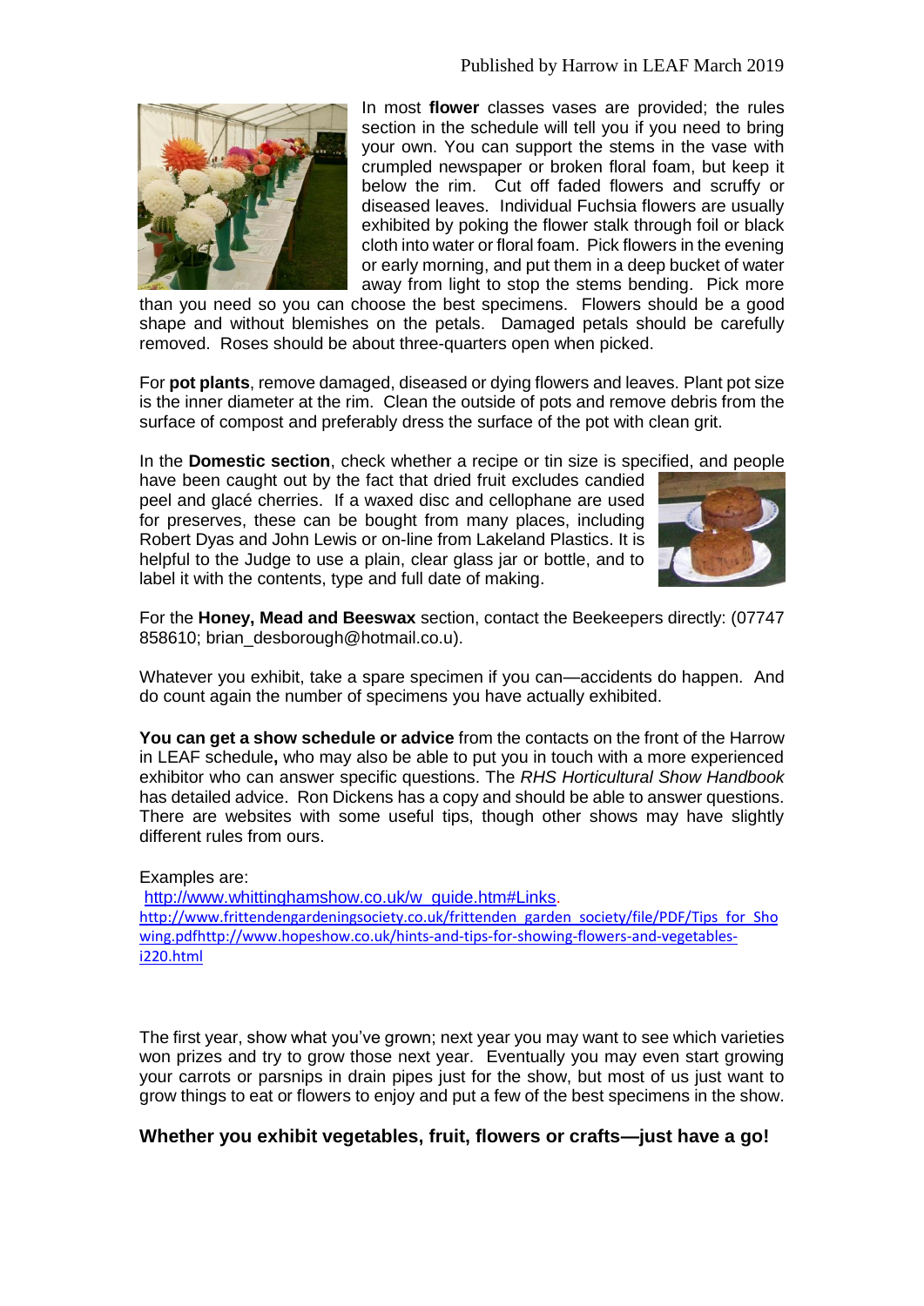In most **flower** classes vases are provided; the rules section in the schedule will tell you if you need to bring your own. You can support the stems in the vase with crumpled newspaper or broken floral foam, but keep it below the rim. Cut off faded flowers and scruffy or diseased leaves. Individual Fuchsia flowers are usually exhibited by poking the flower stalk through foil or black cloth into water or floral foam. Pick flowers in the evening or early morning, and put them in a deep bucket of water away from light to stop the stems bending. Pick more than you need so you can choose the best specimens. Flowers should be a good shape and without blemishes on the petals. Damaged petals should be carefully removed. Roses should be about three-quarters open when picked.

For **pot plants**, remove damaged, diseased or dying flowers and leaves. Plant pot size is the inner diameter at the rim. Clean the outside of pots and remove debris from the surface of compost and preferably dress the surface of the pot with clean grit.

In the **Domestic section**, check whether a recipe or tin size is specified, and people have been caught out by the fact that dried fruit excludes candied peel and glacé cherries. If a waxed disc and cellophane are used for preserves, these can be bought from many places, including Robert Dyas and John Lewis or on-line from Lakeland Plastics. It is helpful to the Judge to use a plain, clear glass jar or bottle, and to label it with the contents, type and full date of making.

For the **Honey, Mead and Beeswax** section, contact the Beekeepers directly: (07747 858610; brian_desborough@hotmail.co.u).

Whatever you exhibit, take a spare specimen if you can—accidents do happen. And do count again the number of specimens you have actually exhibited.

**You can get a show schedule or advice** from the contacts on the front of the Harrow in LEAF schedule**,** who may also be able to put you in touch with a more experienced exhibitor who can answer specific questions. The *RHS Horticultural Show Handbook* has detailed advice. Ron Dickens has a copy and should be able to answer questions. There are websites with some useful tips, though other shows may have slightly different rules from ours.

Examples are:

http://www.whittinghamshow.co.uk/w_guide.htm#Links.
http://www.frittendengardeningsociety.co.uk/frittenden_garden_society/file/PDF/Tips_for_Showing.pdfhttp://www.hopeshow.co.uk/hints-and-tips-for-showing-flowers-and-vegetables-i220.html

The first year, show what you've grown; next year you may want to see which varieties won prizes and try to grow those next year. Eventually you may even start growing your carrots or parsnips in drain pipes just for the show, but most of us just want to grow things to eat or flowers to enjoy and put a few of the best specimens in the show.

**Whether you exhibit vegetables, fruit, flowers or crafts—just have a go!**